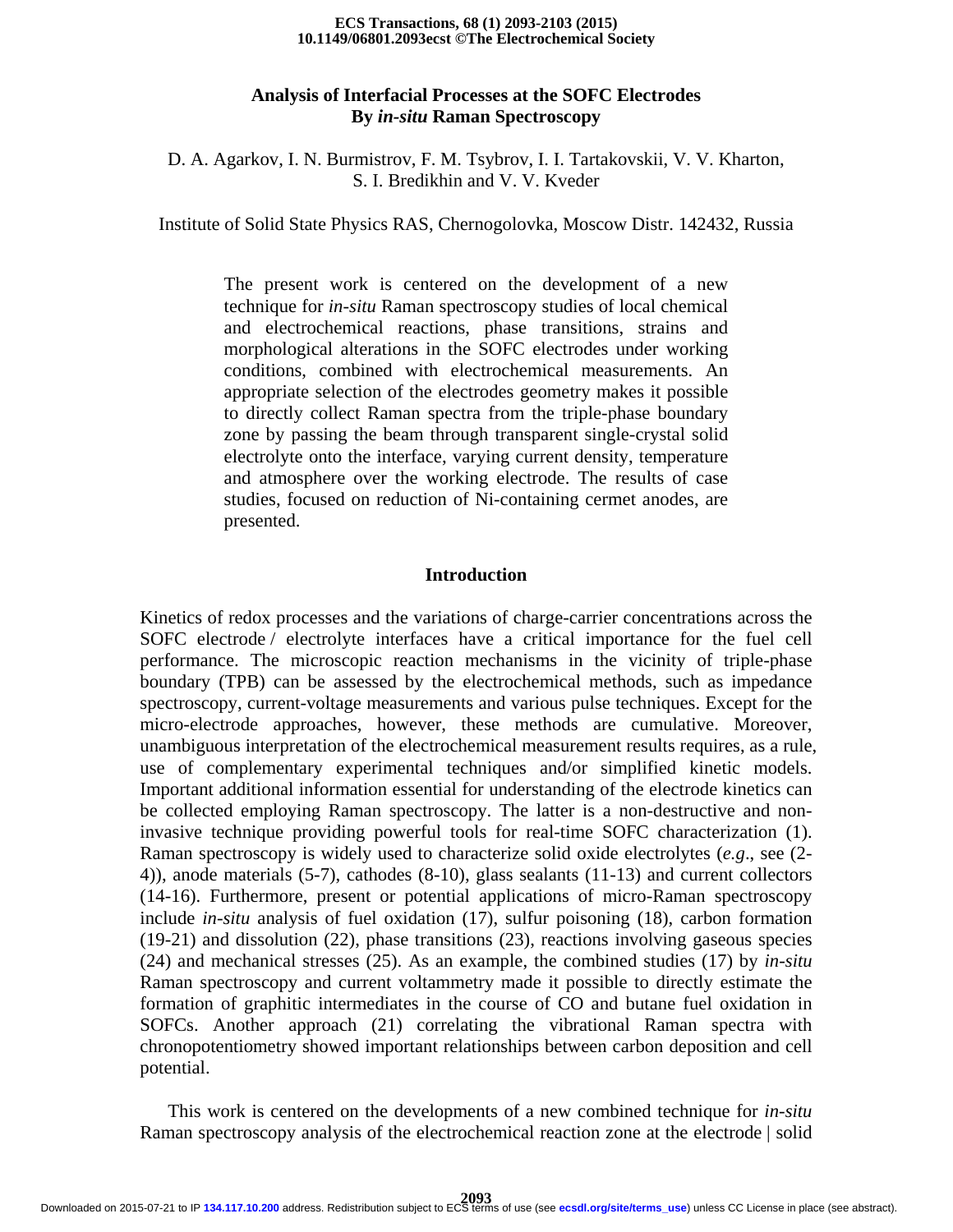# Analysis of Interfacial Processes at the SOFC Electrodes By *in-situ* Raman Spectroscopy

D. A. Agarkov, I. N. Burmistrov, F. M. Tsybrov, I. I. Tartakovskii, V. V. Kharton, S. I. Bredikhin and V. V. Kveder

Institute of Solid State Physics RAS, Chernogolovka, Moscow Distr. 142432, Russia

> The present work is centered on the development of a new technique for *in-situ* Raman spectroscopy studies of local chemical and electrochemical reactions, phase transitions, strains and morphological alterations in the SOFC electrodes under working conditions, combined with electrochemical measurements. An appropriate selection of the electrodes geometry makes it possible to directly collect Raman spectra from the triple-phase boundary zone by passing the beam through transparent single-crystal solid electrolyte onto the interface, varying current density, temperature and atmosphere over the working electrode. The results of case studies, focused on reduction of Ni-containing cermet anodes, are presented.

## Introduction

Kinetics of redox processes and the variations of charge-carrier concentrations across the SOFC electrode / electrolyte interfaces have a critical importance for the fuel cell performance. The microscopic reaction mechanisms in the vicinity of triple-phase boundary (TPB) can be assessed by the electrochemical methods, such as impedance spectroscopy, current-voltage measurements and various pulse techniques. Except for the micro-electrode approaches, however, these methods are cumulative. Moreover, unambiguous interpretation of the electrochemical measurement results requires, as a rule, use of complementary experimental techniques and/or simplified kinetic models. Important additional information essential for understanding of the electrode kinetics can be collected employing Raman spectroscopy. The latter is a non-destructive and non-invasive technique providing powerful tools for real-time SOFC characterization (1). Raman spectroscopy is widely used to characterize solid oxide electrolytes (*e.g*., see (2-4)), anode materials (5-7), cathodes (8-10), glass sealants (11-13) and current collectors (14-16). Furthermore, present or potential applications of micro-Raman spectroscopy include *in-situ* analysis of fuel oxidation (17), sulfur poisoning (18), carbon formation (19-21) and dissolution (22), phase transitions (23), reactions involving gaseous species (24) and mechanical stresses (25). As an example, the combined studies (17) by *in-situ* Raman spectroscopy and current voltammetry made it possible to directly estimate the formation of graphitic intermediates in the course of CO and butane fuel oxidation in SOFCs. Another approach (21) correlating the vibrational Raman spectra with chronopotentiometry showed important relationships between carbon deposition and cell potential.

This work is centered on the developments of a new combined technique for *in-situ* Raman spectroscopy analysis of the electrochemical reaction zone at the electrode | solid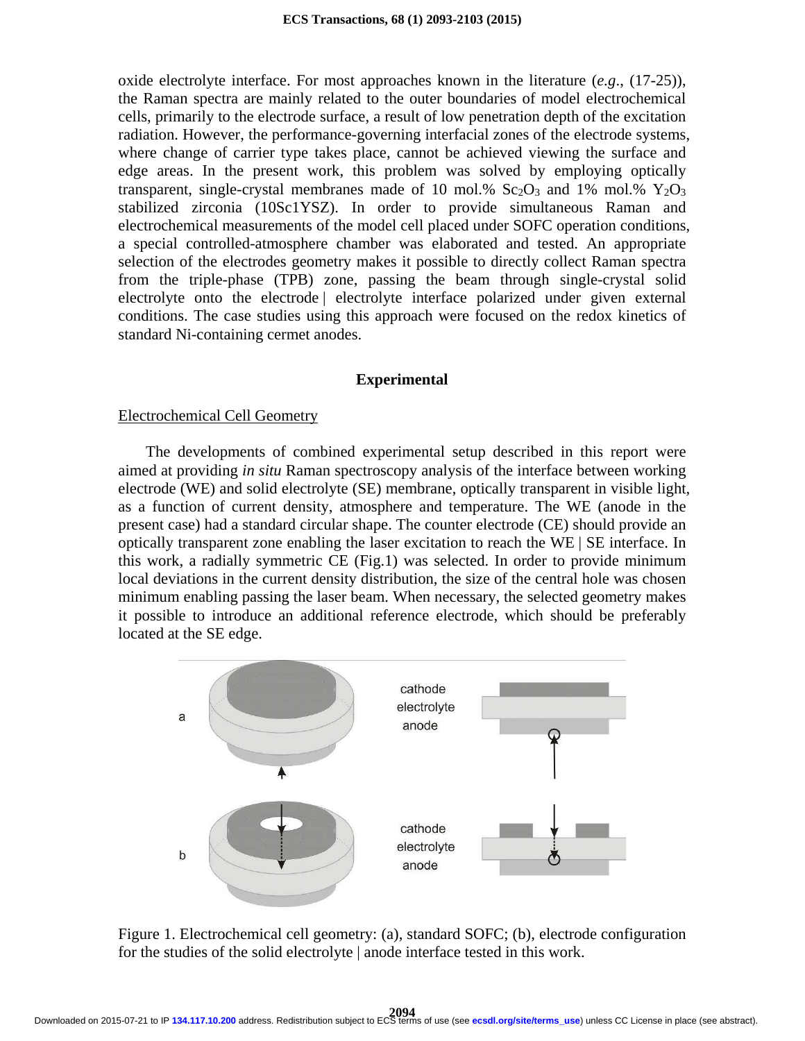oxide electrolyte interface. For most approaches known in the literature (*e.g.*, (17-25)), the Raman spectra are mainly related to the outer boundaries of model electrochemical cells, primarily to the electrode surface, a result of low penetration depth of the excitation radiation. However, the performance-governing interfacial zones of the electrode systems, where change of carrier type takes place, cannot be achieved viewing the surface and edge areas. In the present work, this problem was solved by employing optically transparent, single-crystal membranes made of 10 mol.% $Sc_2O_3$ and 1% mol.% $Y_2O_3$ stabilized zirconia (10Sc1YSZ). In order to provide simultaneous Raman and electrochemical measurements of the model cell placed under SOFC operation conditions, a special controlled-atmosphere chamber was elaborated and tested. An appropriate selection of the electrodes geometry makes it possible to directly collect Raman spectra from the triple-phase (TPB) zone, passing the beam through single-crystal solid electrolyte onto the electrode | electrolyte interface polarized under given external conditions. The case studies using this approach were focused on the redox kinetics of standard Ni-containing cermet anodes.

## Experimental

### Electrochemical Cell Geometry

The developments of combined experimental setup described in this report were aimed at providing *in situ* Raman spectroscopy analysis of the interface between working electrode (WE) and solid electrolyte (SE) membrane, optically transparent in visible light, as a function of current density, atmosphere and temperature. The WE (anode in the present case) had a standard circular shape. The counter electrode (CE) should provide an optically transparent zone enabling the laser excitation to reach the WE | SE interface. In this work, a radially symmetric CE (Fig.1) was selected. In order to provide minimum local deviations in the current density distribution, the size of the central hole was chosen minimum enabling passing the laser beam. When necessary, the selected geometry makes it possible to introduce an additional reference electrode, which should be preferably located at the SE edge.

Figure 1. Electrochemical cell geometry: (a), standard SOFC; (b), electrode configuration for the studies of the solid electrolyte | anode interface tested in this work.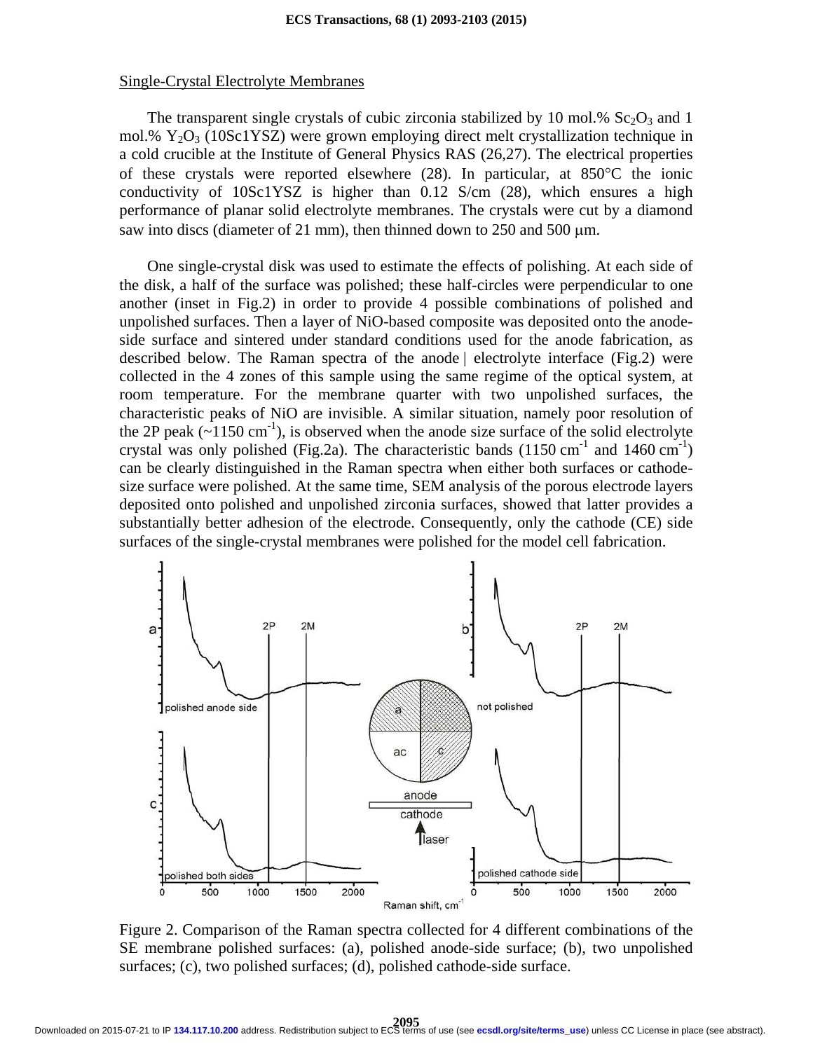Single-Crystal Electrolyte Membranes

The transparent single crystals of cubic zirconia stabilized by 10 mol.% $Sc_2O_3$ and 1 mol.% $Y_2O_3$ (10Sc1YSZ) were grown employing direct melt crystallization technique in a cold crucible at the Institute of General Physics RAS (26,27). The electrical properties of these crystals were reported elsewhere (28). In particular, at 850°C the ionic conductivity of 10Sc1YSZ is higher than 0.12 S/cm (28), which ensures a high performance of planar solid electrolyte membranes. The crystals were cut by a diamond saw into discs (diameter of 21 mm), then thinned down to 250 and 500 μm.

One single-crystal disk was used to estimate the effects of polishing. At each side of the disk, a half of the surface was polished; these half-circles were perpendicular to one another (inset in Fig.2) in order to provide 4 possible combinations of polished and unpolished surfaces. Then a layer of NiO-based composite was deposited onto the anode-side surface and sintered under standard conditions used for the anode fabrication, as described below. The Raman spectra of the anode | electrolyte interface (Fig.2) were collected in the 4 zones of this sample using the same regime of the optical system, at room temperature. For the membrane quarter with two unpolished surfaces, the characteristic peaks of NiO are invisible. A similar situation, namely poor resolution of the 2P peak (~1150 $cm^{-1}$), is observed when the anode size surface of the solid electrolyte crystal was only polished (Fig.2a). The characteristic bands (1150 $cm^{-1}$ and 1460 $cm^{-1}$) can be clearly distinguished in the Raman spectra when either both surfaces or cathode-size surface were polished. At the same time, SEM analysis of the porous electrode layers deposited onto polished and unpolished zirconia surfaces, showed that latter provides a substantially better adhesion of the electrode. Consequently, only the cathode (CE) side surfaces of the single-crystal membranes were polished for the model cell fabrication.

Figure 2. Comparison of the Raman spectra collected for 4 different combinations of the SE membrane polished surfaces: (a), polished anode-side surface; (b), two unpolished surfaces; (c), two polished surfaces; (d), polished cathode-side surface.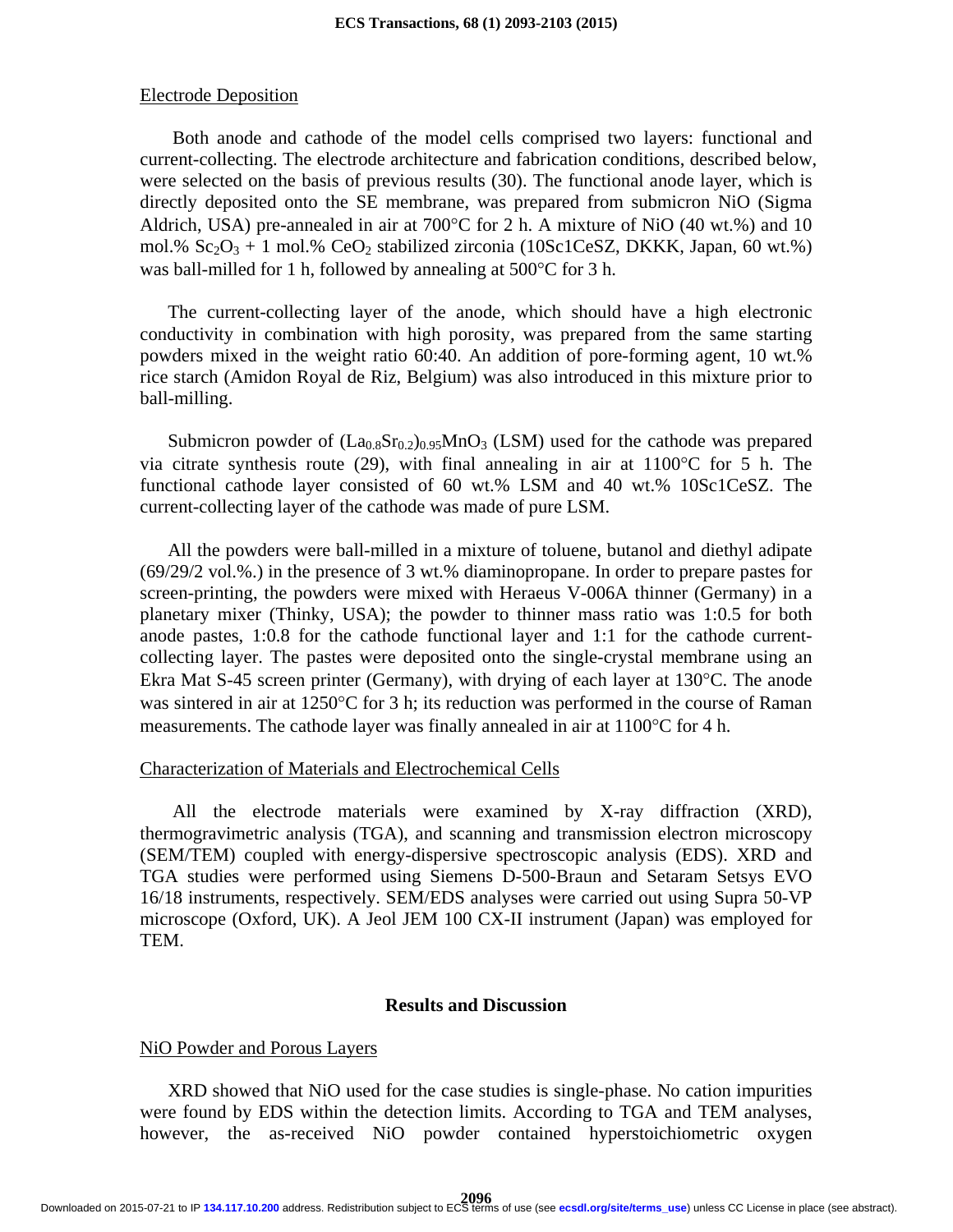## Electrode Deposition

Both anode and cathode of the model cells comprised two layers: functional and current-collecting. The electrode architecture and fabrication conditions, described below, were selected on the basis of previous results (30). The functional anode layer, which is directly deposited onto the SE membrane, was prepared from submicron NiO (Sigma Aldrich, USA) pre-annealed in air at 700°C for 2 h. A mixture of NiO (40 wt.%) and 10 mol.% $Sc_2O_3$ + 1 mol.% $CeO_2$ stabilized zirconia (10Sc1CeSZ, DKKK, Japan, 60 wt.%) was ball-milled for 1 h, followed by annealing at 500°C for 3 h.

The current-collecting layer of the anode, which should have a high electronic conductivity in combination with high porosity, was prepared from the same starting powders mixed in the weight ratio 60:40. An addition of pore-forming agent, 10 wt.% rice starch (Amidon Royal de Riz, Belgium) was also introduced in this mixture prior to ball-milling.

Submicron powder of $(La_{0.8}Sr_{0.2})_{0.95}MnO_3$ (LSM) used for the cathode was prepared via citrate synthesis route (29), with final annealing in air at 1100°C for 5 h. The functional cathode layer consisted of 60 wt.% LSM and 40 wt.% 10Sc1CeSZ. The current-collecting layer of the cathode was made of pure LSM.

All the powders were ball-milled in a mixture of toluene, butanol and diethyl adipate (69/29/2 vol.%.) in the presence of 3 wt.% diaminopropane. In order to prepare pastes for screen-printing, the powders were mixed with Heraeus V-006A thinner (Germany) in a planetary mixer (Thinky, USA); the powder to thinner mass ratio was 1:0.5 for both anode pastes, 1:0.8 for the cathode functional layer and 1:1 for the cathode current-collecting layer. The pastes were deposited onto the single-crystal membrane using an Ekra Mat S-45 screen printer (Germany), with drying of each layer at 130°C. The anode was sintered in air at 1250°C for 3 h; its reduction was performed in the course of Raman measurements. The cathode layer was finally annealed in air at 1100°C for 4 h.

## Characterization of Materials and Electrochemical Cells

All the electrode materials were examined by X-ray diffraction (XRD), thermogravimetric analysis (TGA), and scanning and transmission electron microscopy (SEM/TEM) coupled with energy-dispersive spectroscopic analysis (EDS). XRD and TGA studies were performed using Siemens D-500-Braun and Setaram Setsys EVO 16/18 instruments, respectively. SEM/EDS analyses were carried out using Supra 50-VP microscope (Oxford, UK). A Jeol JEM 100 CX-II instrument (Japan) was employed for TEM.

# Results and Discussion

## NiO Powder and Porous Layers

XRD showed that NiO used for the case studies is single-phase. No cation impurities were found by EDS within the detection limits. According to TGA and TEM analyses, however, the as-received NiO powder contained hyperstoichiometric oxygen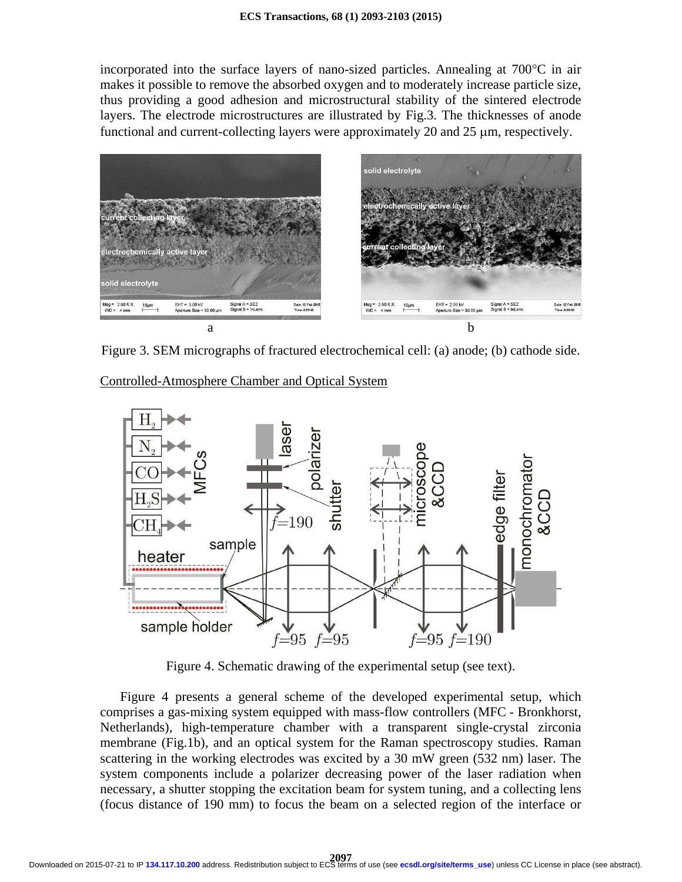incorporated into the surface layers of nano-sized particles. Annealing at 700°C in air makes it possible to remove the absorbed oxygen and to moderately increase particle size, thus providing a good adhesion and microstructural stability of the sintered electrode layers. The electrode microstructures are illustrated by Fig.3. The thicknesses of anode functional and current-collecting layers were approximately 20 and 25 μm, respectively.

Figure 3. SEM micrographs of fractured electrochemical cell: (a) anode; (b) cathode side.

Controlled-Atmosphere Chamber and Optical System

Figure 4. Schematic drawing of the experimental setup (see text).

Figure 4 presents a general scheme of the developed experimental setup, which comprises a gas-mixing system equipped with mass-flow controllers (MFC - Bronkhorst, Netherlands), high-temperature chamber with a transparent single-crystal zirconia membrane (Fig.1b), and an optical system for the Raman spectroscopy studies. Raman scattering in the working electrodes was excited by a 30 mW green (532 nm) laser. The system components include a polarizer decreasing power of the laser radiation when necessary, a shutter stopping the excitation beam for system tuning, and a collecting lens (focus distance of 190 mm) to focus the beam on a selected region of the interface or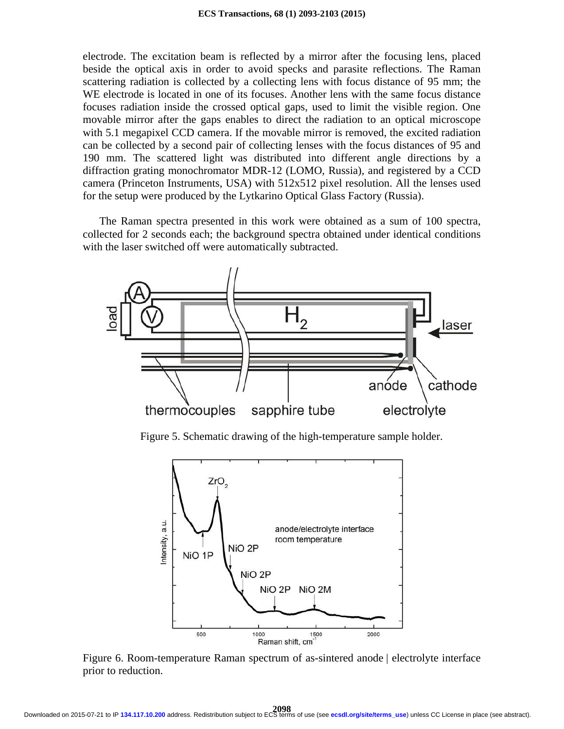electrode. The excitation beam is reflected by a mirror after the focusing lens, placed beside the optical axis in order to avoid specks and parasite reflections. The Raman scattering radiation is collected by a collecting lens with focus distance of 95 mm; the WE electrode is located in one of its focuses. Another lens with the same focus distance focuses radiation inside the crossed optical gaps, used to limit the visible region. One movable mirror after the gaps enables to direct the radiation to an optical microscope with 5.1 megapixel CCD camera. If the movable mirror is removed, the excited radiation can be collected by a second pair of collecting lenses with the focus distances of 95 and 190 mm. The scattered light was distributed into different angle directions by a diffraction grating monochromator MDR-12 (LOMO, Russia), and registered by a CCD camera (Princeton Instruments, USA) with 512x512 pixel resolution. All the lenses used for the setup were produced by the Lytkarino Optical Glass Factory (Russia).

The Raman spectra presented in this work were obtained as a sum of 100 spectra, collected for 2 seconds each; the background spectra obtained under identical conditions with the laser switched off were automatically subtracted.

Figure 5. Schematic drawing of the high-temperature sample holder.

Figure 6. Room-temperature Raman spectrum of as-sintered anode | electrolyte interface prior to reduction.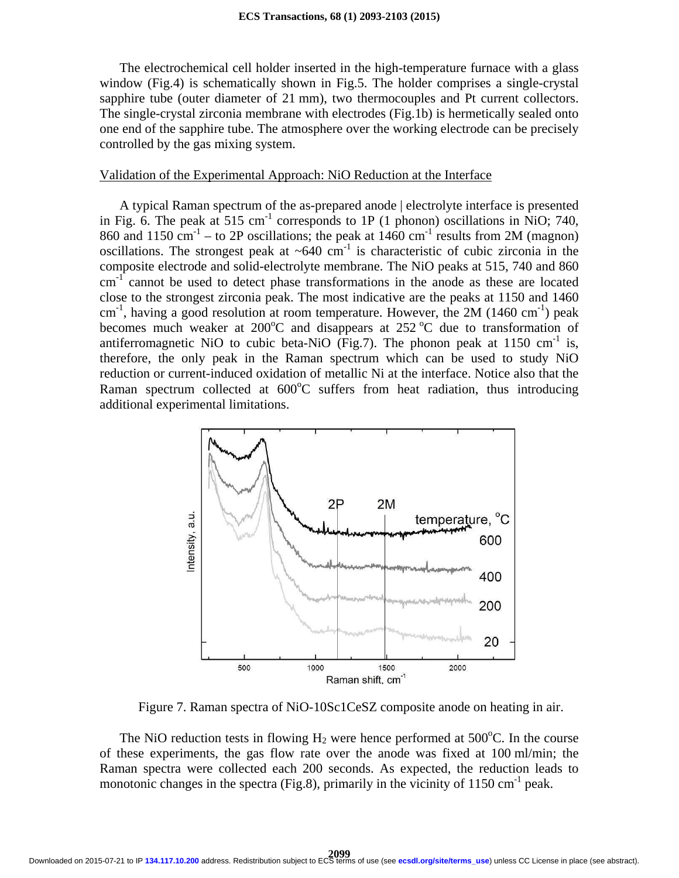The electrochemical cell holder inserted in the high-temperature furnace with a glass window (Fig.4) is schematically shown in Fig.5. The holder comprises a single-crystal sapphire tube (outer diameter of 21 mm), two thermocouples and Pt current collectors. The single-crystal zirconia membrane with electrodes (Fig.1b) is hermetically sealed onto one end of the sapphire tube. The atmosphere over the working electrode can be precisely controlled by the gas mixing system.

## Validation of the Experimental Approach: NiO Reduction at the Interface

A typical Raman spectrum of the as-prepared anode | electrolyte interface is presented in Fig. 6. The peak at 515 $cm^{-1}$ corresponds to 1P (1 phonon) oscillations in NiO; 740, 860 and 1150 $cm^{-1}$ – to 2P oscillations; the peak at 1460 $cm^{-1}$ results from 2M (magnon) oscillations. The strongest peak at ~640 $cm^{-1}$ is characteristic of cubic zirconia in the composite electrode and solid-electrolyte membrane. The NiO peaks at 515, 740 and 860 $cm^{-1}$ cannot be used to detect phase transformations in the anode as these are located close to the strongest zirconia peak. The most indicative are the peaks at 1150 and 1460 $cm^{-1}$, having a good resolution at room temperature. However, the 2M (1460 $cm^{-1}$) peak becomes much weaker at 200°C and disappears at 252 °C due to transformation of antiferromagnetic NiO to cubic beta-NiO (Fig.7). The phonon peak at 1150 $cm^{-1}$ is, therefore, the only peak in the Raman spectrum which can be used to study NiO reduction or current-induced oxidation of metallic Ni at the interface. Notice also that the Raman spectrum collected at 600°C suffers from heat radiation, thus introducing additional experimental limitations.

Figure 7. Raman spectra of NiO-10Sc1CeSZ composite anode on heating in air.

The NiO reduction tests in flowing $H_2$ were hence performed at 500°C. In the course of these experiments, the gas flow rate over the anode was fixed at 100 ml/min; the Raman spectra were collected each 200 seconds. As expected, the reduction leads to monotonic changes in the spectra (Fig.8), primarily in the vicinity of 1150 $cm^{-1}$ peak.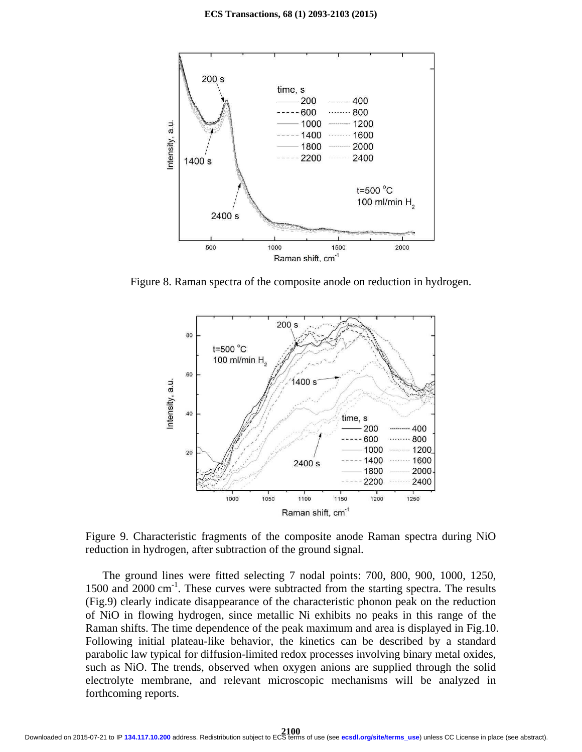Figure 8. Raman spectra of the composite anode on reduction in hydrogen.

Figure 9. Characteristic fragments of the composite anode Raman spectra during NiO reduction in hydrogen, after subtraction of the ground signal.

The ground lines were fitted selecting 7 nodal points: 700, 800, 900, 1000, 1250, 1500 and 2000 cm$^{-1}$. These curves were subtracted from the starting spectra. The results (Fig.9) clearly indicate disappearance of the characteristic phonon peak on the reduction of NiO in flowing hydrogen, since metallic Ni exhibits no peaks in this range of the Raman shifts. The time dependence of the peak maximum and area is displayed in Fig.10. Following initial plateau-like behavior, the kinetics can be described by a standard parabolic law typical for diffusion-limited redox processes involving binary metal oxides, such as NiO. The trends, observed when oxygen anions are supplied through the solid electrolyte membrane, and relevant microscopic mechanisms will be analyzed in forthcoming reports.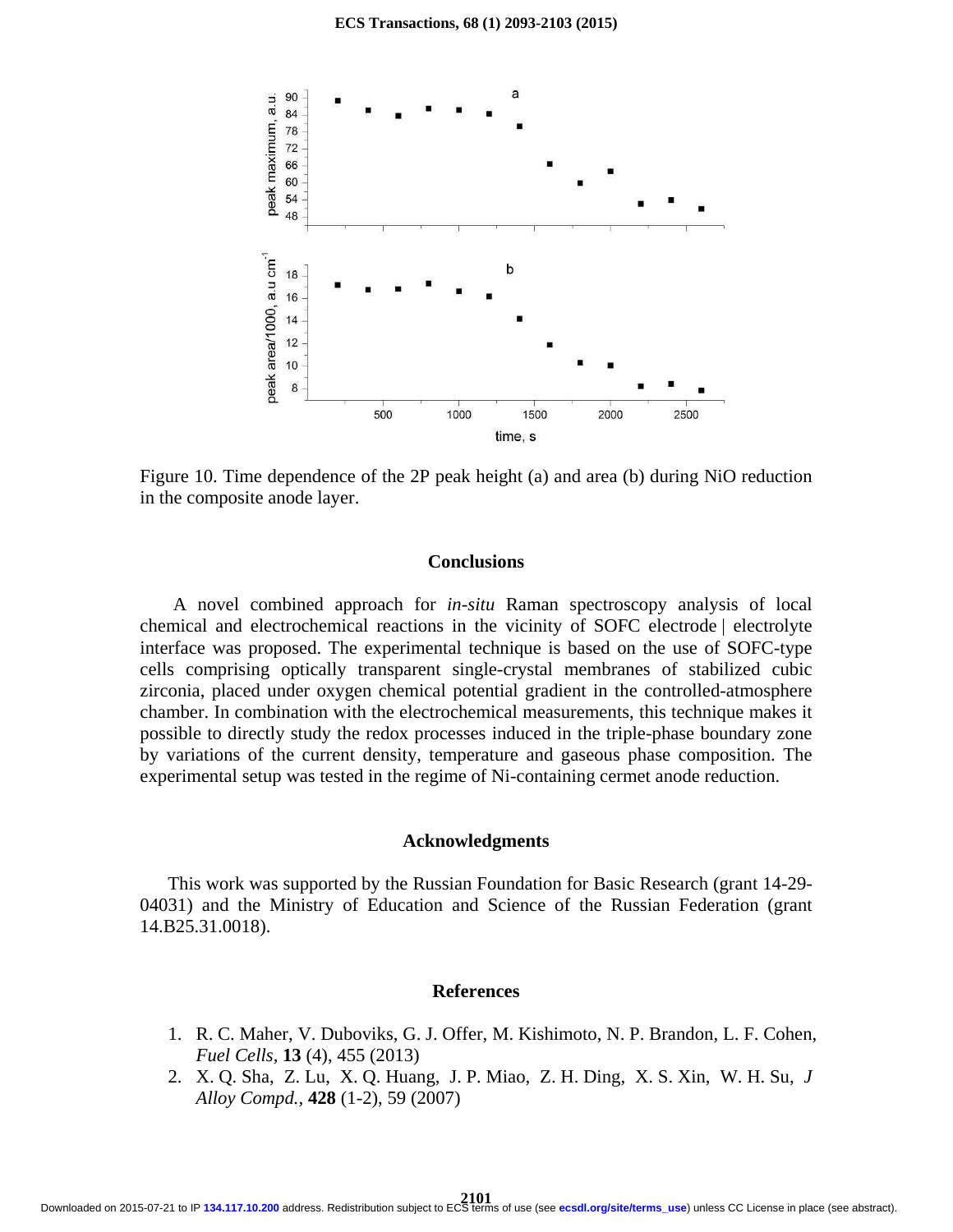Figure 10. Time dependence of the 2P peak height (a) and area (b) during NiO reduction in the composite anode layer.

## Conclusions

A novel combined approach for *in-situ* Raman spectroscopy analysis of local chemical and electrochemical reactions in the vicinity of SOFC electrode | electrolyte interface was proposed. The experimental technique is based on the use of SOFC-type cells comprising optically transparent single-crystal membranes of stabilized cubic zirconia, placed under oxygen chemical potential gradient in the controlled-atmosphere chamber. In combination with the electrochemical measurements, this technique makes it possible to directly study the redox processes induced in the triple-phase boundary zone by variations of the current density, temperature and gaseous phase composition. The experimental setup was tested in the regime of Ni-containing cermet anode reduction.

## Acknowledgments

This work was supported by the Russian Foundation for Basic Research (grant 14-29-04031) and the Ministry of Education and Science of the Russian Federation (grant 14.B25.31.0018).

## References

1. R. C. Maher, V. Duboviks, G. J. Offer, M. Kishimoto, N. P. Brandon, L. F. Cohen, *Fuel Cells*, **13** (4), 455 (2013)
2. X. Q. Sha, Z. Lu, X. Q. Huang, J. P. Miao, Z. H. Ding, X. S. Xin, W. H. Su, *J Alloy Compd.*, **428** (1-2), 59 (2007)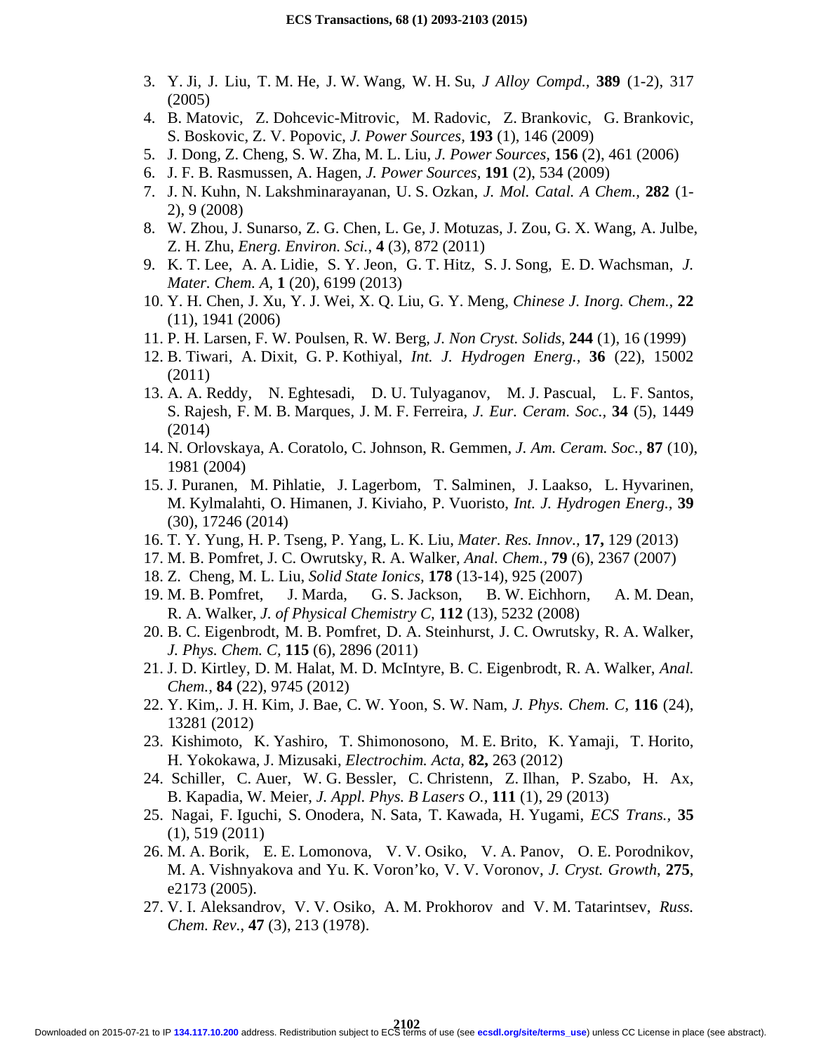3. Y. Ji, J. Liu, T. M. He, J. W. Wang, W. H. Su, *J Alloy Compd.*, **389** (1-2), 317 (2005)
4. B. Matovic, Z. Dohcevic-Mitrovic, M. Radovic, Z. Brankovic, G. Brankovic, S. Boskovic, Z. V. Popovic, *J. Power Sources*, **193** (1), 146 (2009)
5. J. Dong, Z. Cheng, S. W. Zha, M. L. Liu, *J. Power Sources*, **156** (2), 461 (2006)
6. J. F. B. Rasmussen, A. Hagen, *J. Power Sources*, **191** (2), 534 (2009)
7. J. N. Kuhn, N. Lakshminarayanan, U. S. Ozkan, *J. Mol. Catal. A Chem.*, **282** (1-2), 9 (2008)
8. W. Zhou, J. Sunarso, Z. G. Chen, L. Ge, J. Motuzas, J. Zou, G. X. Wang, A. Julbe, Z. H. Zhu, *Energ. Environ. Sci.*, **4** (3), 872 (2011)
9. K. T. Lee, A. A. Lidie, S. Y. Jeon, G. T. Hitz, S. J. Song, E. D. Wachsman, *J. Mater. Chem. A*, **1** (20), 6199 (2013)
10. Y. H. Chen, J. Xu, Y. J. Wei, X. Q. Liu, G. Y. Meng, *Chinese J. Inorg. Chem.*, **22** (11), 1941 (2006)
11. P. H. Larsen, F. W. Poulsen, R. W. Berg, *J. Non Cryst. Solids*, **244** (1), 16 (1999)
12. B. Tiwari, A. Dixit, G. P. Kothiyal, *Int. J. Hydrogen Energ.*, **36** (22), 15002 (2011)
13. A. A. Reddy, N. Eghtesadi, D. U. Tulyaganov, M. J. Pascual, L. F. Santos, S. Rajesh, F. M. B. Marques, J. M. F. Ferreira, *J. Eur. Ceram. Soc.*, **34** (5), 1449 (2014)
14. N. Orlovskaya, A. Coratolo, C. Johnson, R. Gemmen, *J. Am. Ceram. Soc.*, **87** (10), 1981 (2004)
15. J. Puranen, M. Pihlatie, J. Lagerbom, T. Salminen, J. Laakso, L. Hyvarinen, M. Kylmalahti, O. Himanen, J. Kiviaho, P. Vuoristo, *Int. J. Hydrogen Energ.*, **39** (30), 17246 (2014)
16. T. Y. Yung, H. P. Tseng, P. Yang, L. K. Liu, *Mater. Res. Innov.*, **17,** 129 (2013)
17. M. B. Pomfret, J. C. Owrutsky, R. A. Walker, *Anal. Chem.*, **79** (6), 2367 (2007)
18. Z. Cheng, M. L. Liu, *Solid State Ionics*, **178** (13-14), 925 (2007)
19. M. B. Pomfret, J. Marda, G. S. Jackson, B. W. Eichhorn, A. M. Dean, R. A. Walker, *J. of Physical Chemistry C*, **112** (13), 5232 (2008)
20. B. C. Eigenbrodt, M. B. Pomfret, D. A. Steinhurst, J. C. Owrutsky, R. A. Walker, *J. Phys. Chem. C*, **115** (6), 2896 (2011)
21. J. D. Kirtley, D. M. Halat, M. D. McIntyre, B. C. Eigenbrodt, R. A. Walker, *Anal. Chem.*, **84** (22), 9745 (2012)
22. Y. Kim,. J. H. Kim, J. Bae, C. W. Yoon, S. W. Nam, *J. Phys. Chem. C*, **116** (24), 13281 (2012)
23. Kishimoto, K. Yashiro, T. Shimonosono, M. E. Brito, K. Yamaji, T. Horito, H. Yokokawa, J. Mizusaki, *Electrochim. Acta*, **82,** 263 (2012)
24. Schiller, C. Auer, W. G. Bessler, C. Christenn, Z. Ilhan, P. Szabo, H. Ax, B. Kapadia, W. Meier, *J. Appl. Phys. B Lasers O.*, **111** (1), 29 (2013)
25. Nagai, F. Iguchi, S. Onodera, N. Sata, T. Kawada, H. Yugami, *ECS Trans.*, **35** (1), 519 (2011)
26. M. A. Borik, E. E. Lomonova, V. V. Osiko, V. A. Panov, O. E. Porodnikov, M. A. Vishnyakova and Yu. K. Voron'ko, V. V. Voronov, *J. Cryst. Growth*, **275**, e2173 (2005).
27. V. I. Aleksandrov, V. V. Osiko, A. M. Prokhorov and V. M. Tatarintsev, *Russ. Chem. Rev.*, **47** (3), 213 (1978).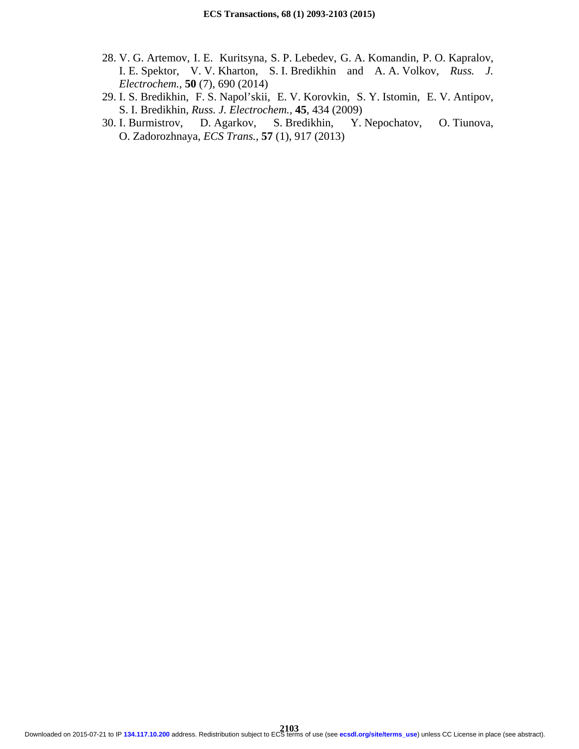28. V. G. Artemov, I. E. Kuritsyna, S. P. Lebedev, G. A. Komandin, P. O. Kapralov, I. E. Spektor, V. V. Kharton, S. I. Bredikhin and A. A. Volkov, *Russ. J. Electrochem.*, **50** (7), 690 (2014)
29. I. S. Bredikhin, F. S. Napol'skii, E. V. Korovkin, S. Y. Istomin, E. V. Antipov, S. I. Bredikhin, *Russ. J. Electrochem.*, **45**, 434 (2009)
30. I. Burmistrov, D. Agarkov, S. Bredikhin, Y. Nepochatov, O. Tiunova, O. Zadorozhnaya, *ECS Trans.*, **57** (1), 917 (2013)